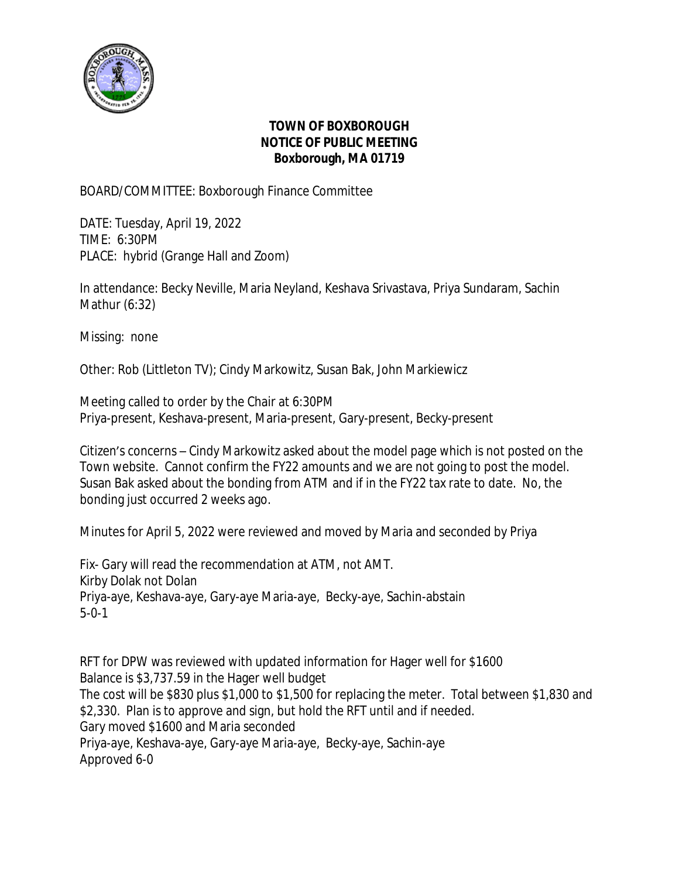**TOWN OF BOXBOROUGH**
**NOTICE OF PUBLIC MEETING**
**Boxborough, MA 01719**

BOARD/COMMITTEE: Boxborough Finance Committee

DATE: Tuesday, April 19, 2022
TIME: 6:30PM
PLACE: hybrid (Grange Hall and Zoom)

In attendance: Becky Neville, Maria Neyland, Keshava Srivastava, Priya Sundaram, Sachin Mathur (6:32)

Missing: none

Other: Rob (Littleton TV); Cindy Markowitz, Susan Bak, John Markiewicz

Meeting called to order by the Chair at 6:30PM
Priya-present, Keshava-present, Maria-present, Gary-present, Becky-present

Citizen's concerns – Cindy Markowitz asked about the model page which is not posted on the Town website. Cannot confirm the FY22 amounts and we are not going to post the model. Susan Bak asked about the bonding from ATM and if in the FY22 tax rate to date. No, the bonding just occurred 2 weeks ago.

Minutes for April 5, 2022 were reviewed and moved by Maria and seconded by Priya

Fix- Gary will read the recommendation at ATM, not AMT.
Kirby Dolak not Dolan
Priya-aye, Keshava-aye, Gary-aye Maria-aye, Becky-aye, Sachin-abstain
5-0-1

RFT for DPW was reviewed with updated information for Hager well for $1600
Balance is $3,737.59 in the Hager well budget
The cost will be $830 plus $1,000 to $1,500 for replacing the meter. Total between $1,830 and $2,330. Plan is to approve and sign, but hold the RFT until and if needed.
Gary moved $1600 and Maria seconded
Priya-aye, Keshava-aye, Gary-aye Maria-aye, Becky-aye, Sachin-aye
Approved 6-0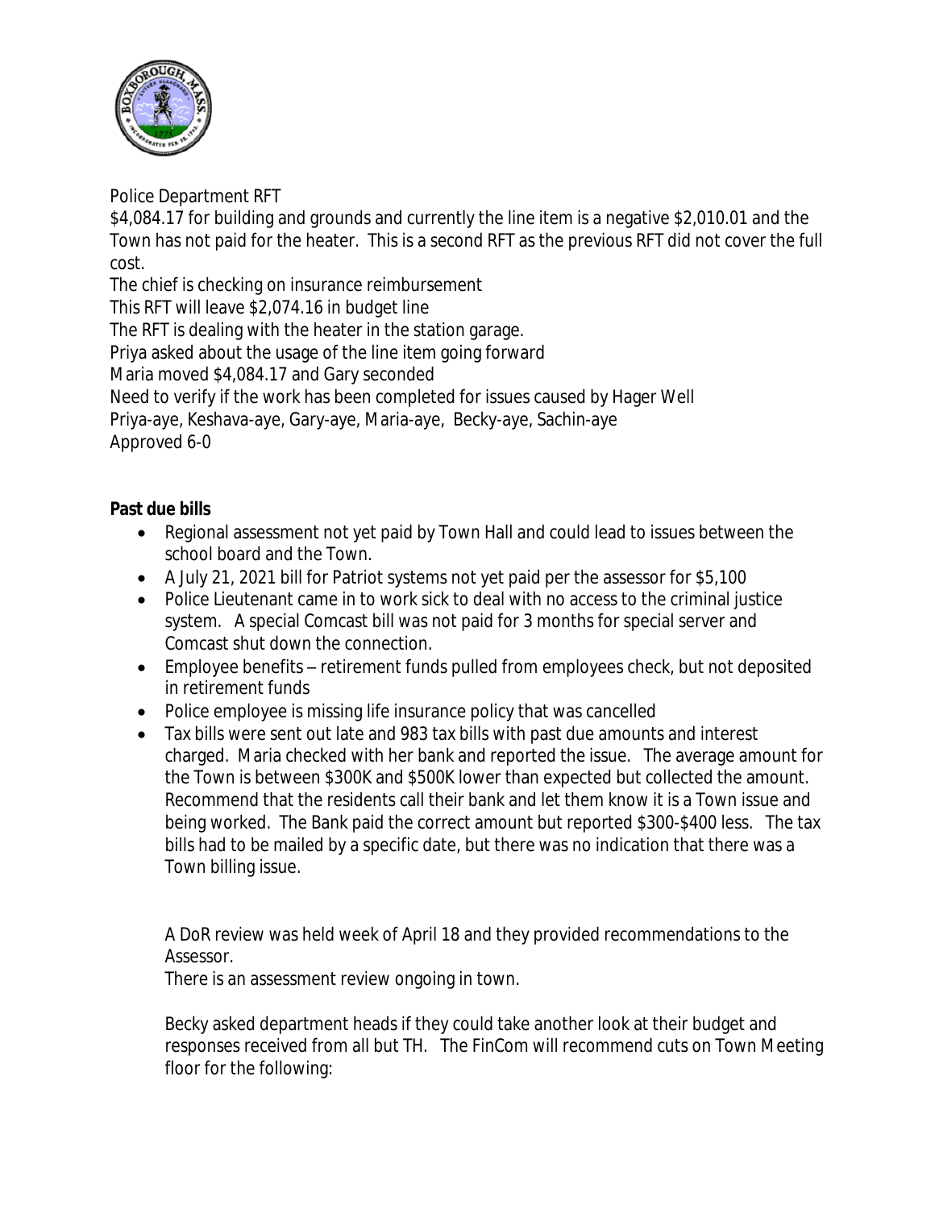Police Department RFT

$4,084.17 for building and grounds and currently the line item is a negative $2,010.01 and the Town has not paid for the heater. This is a second RFT as the previous RFT did not cover the full cost.

The chief is checking on insurance reimbursement

This RFT will leave $2,074.16 in budget line

The RFT is dealing with the heater in the station garage.

Priya asked about the usage of the line item going forward

Maria moved $4,084.17 and Gary seconded

Need to verify if the work has been completed for issues caused by Hager Well

Priya-aye, Keshava-aye, Gary-aye, Maria-aye, Becky-aye, Sachin-aye

Approved 6-0

**Past due bills**

- Regional assessment not yet paid by Town Hall and could lead to issues between the school board and the Town.
- A July 21, 2021 bill for Patriot systems not yet paid per the assessor for $5,100
- Police Lieutenant came in to work sick to deal with no access to the criminal justice system. A special Comcast bill was not paid for 3 months for special server and Comcast shut down the connection.
- Employee benefits – retirement funds pulled from employees check, but not deposited in retirement funds
- Police employee is missing life insurance policy that was cancelled
- Tax bills were sent out late and 983 tax bills with past due amounts and interest charged. Maria checked with her bank and reported the issue. The average amount for the Town is between $300K and $500K lower than expected but collected the amount. Recommend that the residents call their bank and let them know it is a Town issue and being worked. The Bank paid the correct amount but reported $300-$400 less. The tax bills had to be mailed by a specific date, but there was no indication that there was a Town billing issue.

  A DoR review was held week of April 18 and they provided recommendations to the Assessor.

  There is an assessment review ongoing in town.

  Becky asked department heads if they could take another look at their budget and responses received from all but TH. The FinCom will recommend cuts on Town Meeting floor for the following: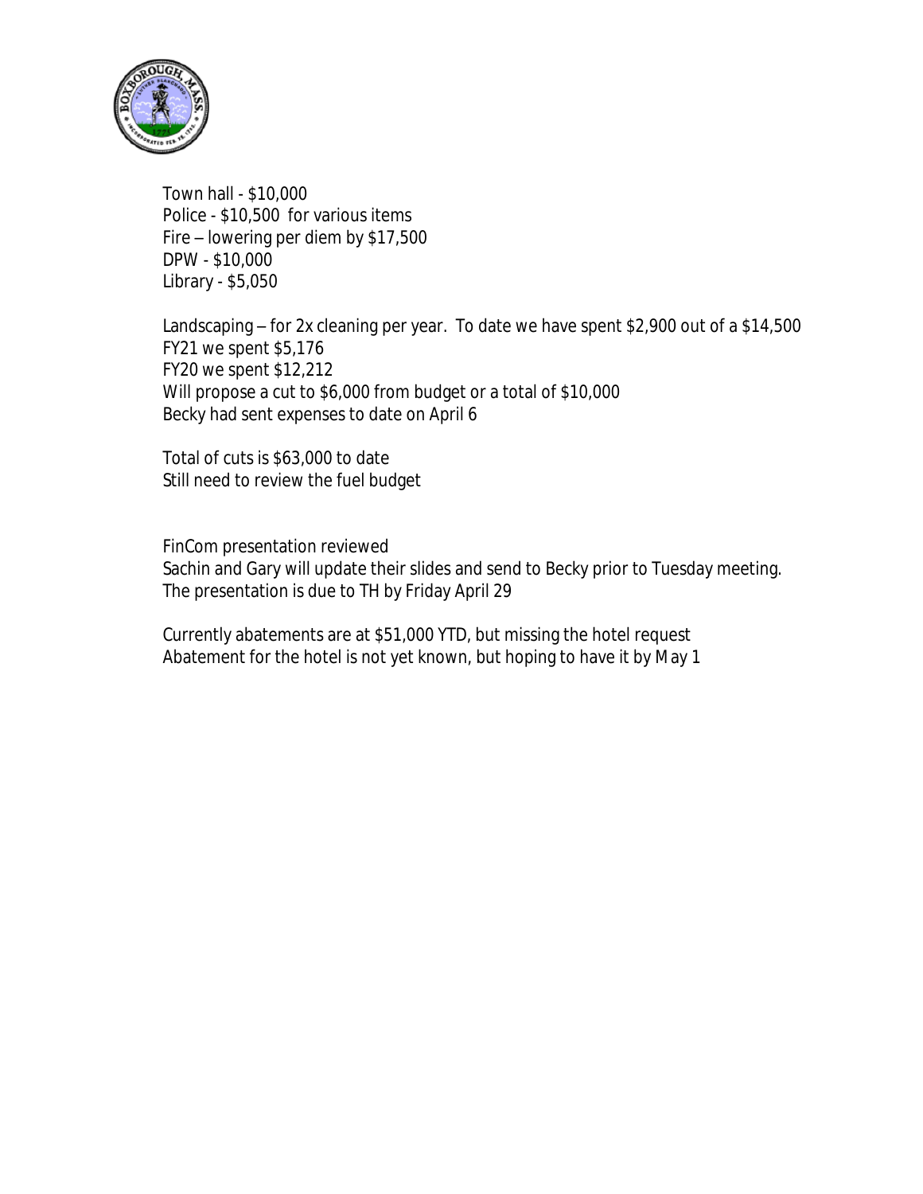Town hall - $10,000
Police - $10,500 for various items
Fire – lowering per diem by $17,500
DPW - $10,000
Library - $5,050

Landscaping – for 2x cleaning per year. To date we have spent $2,900 out of a $14,500
FY21 we spent $5,176
FY20 we spent $12,212
Will propose a cut to $6,000 from budget or a total of $10,000
Becky had sent expenses to date on April 6

Total of cuts is $63,000 to date
Still need to review the fuel budget

FinCom presentation reviewed
Sachin and Gary will update their slides and send to Becky prior to Tuesday meeting.
The presentation is due to TH by Friday April 29

Currently abatements are at $51,000 YTD, but missing the hotel request
Abatement for the hotel is not yet known, but hoping to have it by May 1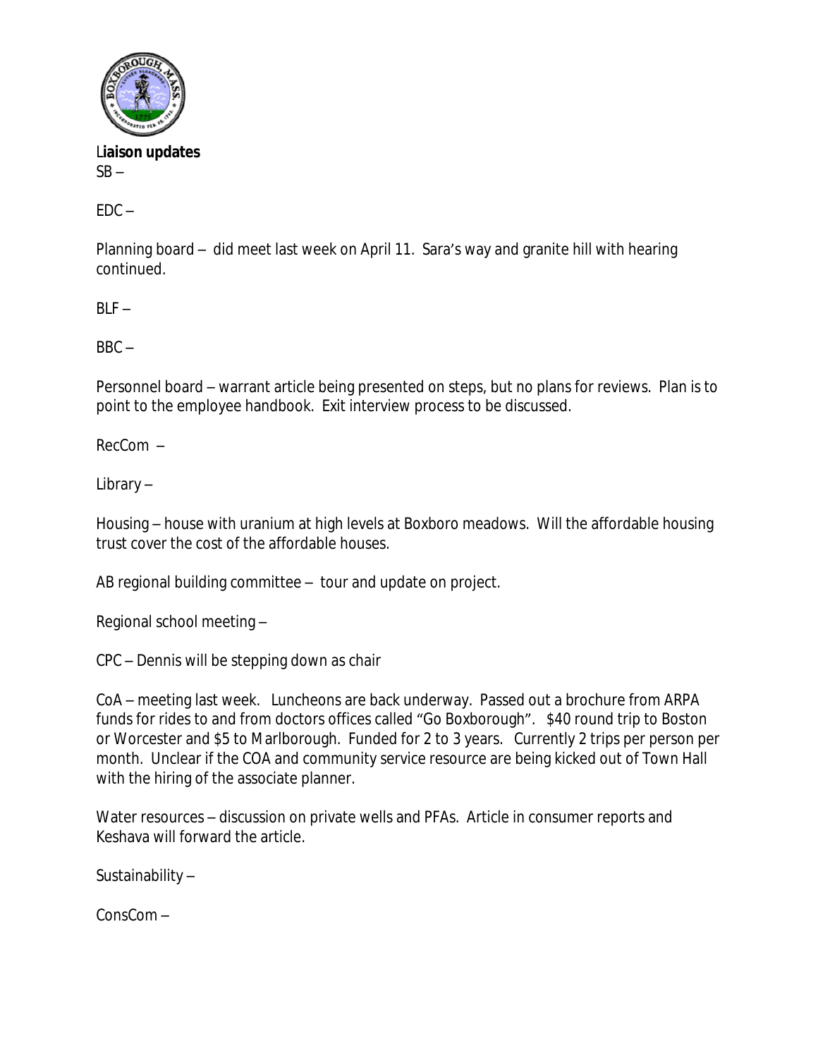**Liaison updates**

SB –

EDC –

Planning board – did meet last week on April 11. Sara's way and granite hill with hearing continued.

BLF –

BBC –

Personnel board – warrant article being presented on steps, but no plans for reviews. Plan is to point to the employee handbook. Exit interview process to be discussed.

RecCom –

Library –

Housing – house with uranium at high levels at Boxboro meadows. Will the affordable housing trust cover the cost of the affordable houses.

AB regional building committee – tour and update on project.

Regional school meeting –

CPC – Dennis will be stepping down as chair

CoA – meeting last week. Luncheons are back underway. Passed out a brochure from ARPA funds for rides to and from doctors offices called "Go Boxborough". $40 round trip to Boston or Worcester and $5 to Marlborough. Funded for 2 to 3 years. Currently 2 trips per person per month. Unclear if the COA and community service resource are being kicked out of Town Hall with the hiring of the associate planner.

Water resources – discussion on private wells and PFAs. Article in consumer reports and Keshava will forward the article.

Sustainability –

ConsCom –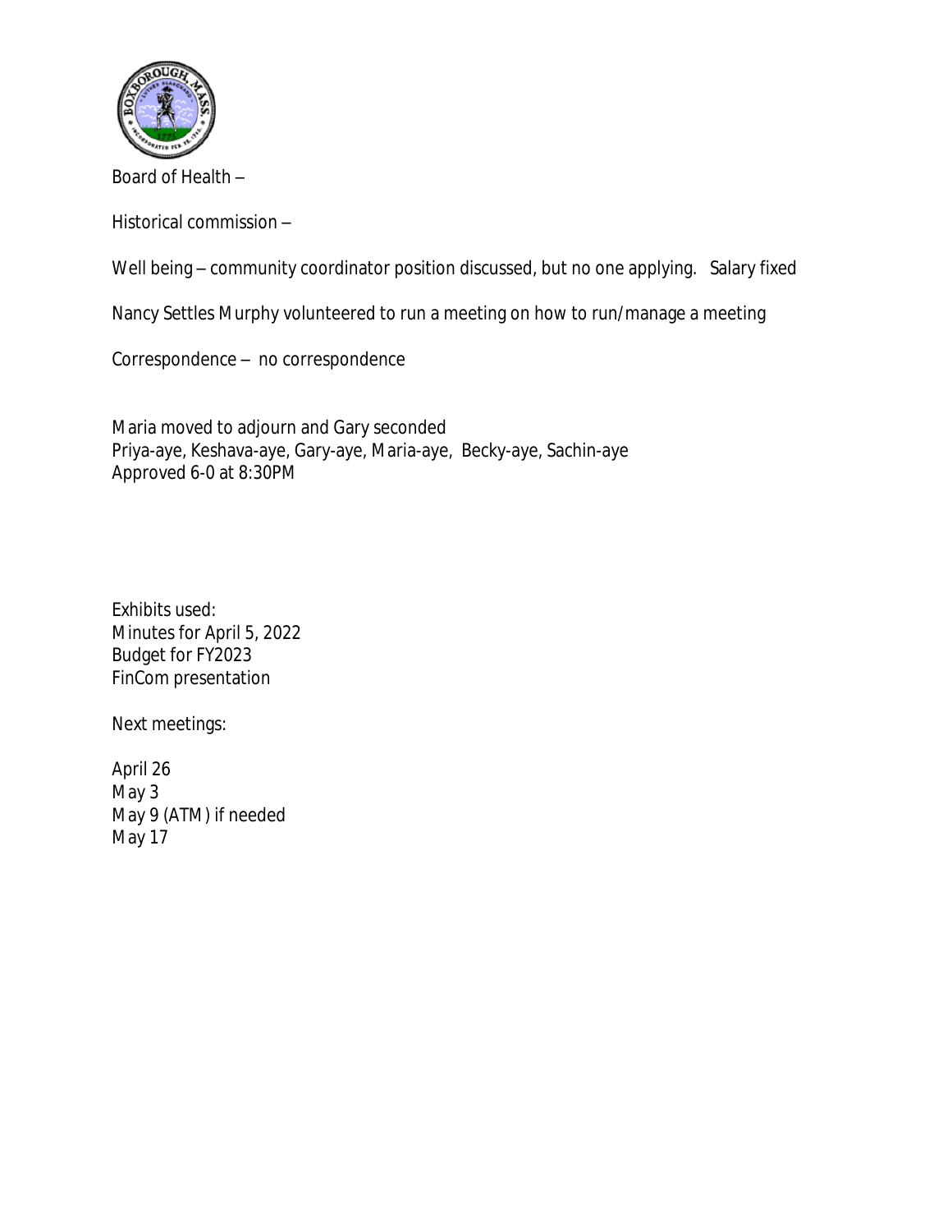Board of Health –

Historical commission –

Well being – community coordinator position discussed, but no one applying. Salary fixed

Nancy Settles Murphy volunteered to run a meeting on how to run/manage a meeting

Correspondence – no correspondence

Maria moved to adjourn and Gary seconded
Priya-aye, Keshava-aye, Gary-aye, Maria-aye, Becky-aye, Sachin-aye
Approved 6-0 at 8:30PM

Exhibits used:
Minutes for April 5, 2022
Budget for FY2023
FinCom presentation

Next meetings:

April 26
May 3
May 9 (ATM) if needed
May 17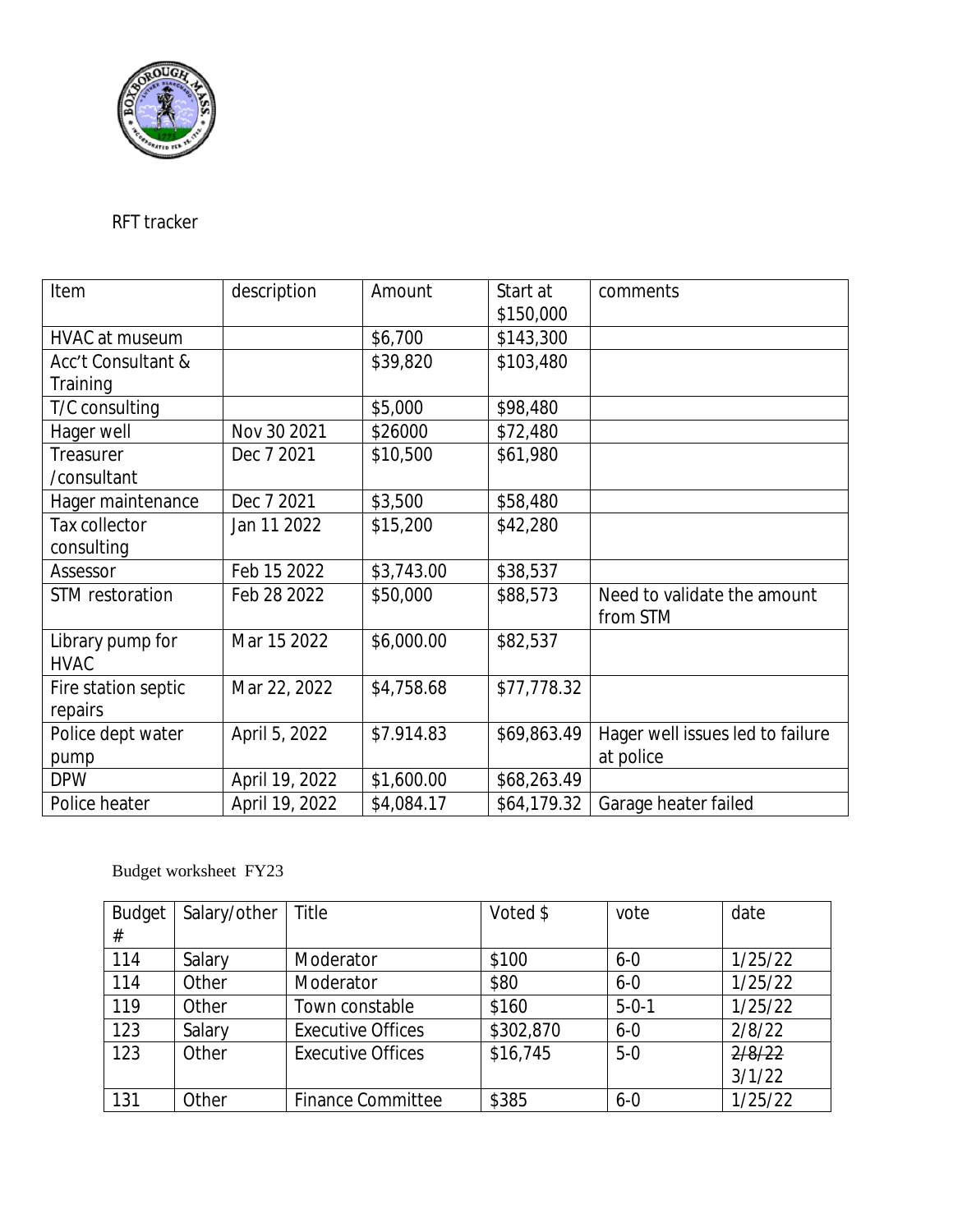RFT tracker

| Item | description | Amount | Start at $150,000 | comments |
|---|---|---|---|---|
| HVAC at museum | | $6,700 | $143,300 | |
| Acc't Consultant & Training | | $39,820 | $103,480 | |
| T/C consulting | | $5,000 | $98,480 | |
| Hager well | Nov 30 2021 | $26000 | $72,480 | |
| Treasurer /consultant | Dec 7 2021 | $10,500 | $61,980 | |
| Hager maintenance | Dec 7 2021 | $3,500 | $58,480 | |
| Tax collector consulting | Jan 11 2022 | $15,200 | $42,280 | |
| Assessor | Feb 15 2022 | $3,743.00 | $38,537 | |
| STM restoration | Feb 28 2022 | $50,000 | $88,573 | Need to validate the amount from STM |
| Library pump for HVAC | Mar 15 2022 | $6,000.00 | $82,537 | |
| Fire station septic repairs | Mar 22, 2022 | $4,758.68 | $77,778.32 | |
| Police dept water pump | April 5, 2022 | $7.914.83 | $69,863.49 | Hager well issues led to failure at police |
| DPW | April 19, 2022 | $1,600.00 | $68,263.49 | |
| Police heater | April 19, 2022 | $4,084.17 | $64,179.32 | Garage heater failed |

Budget worksheet FY23

| Budget # | Salary/other | Title | Voted $ | vote | date |
|---|---|---|---|---|---|
| 114 | Salary | Moderator | $100 | 6-0 | 1/25/22 |
| 114 | Other | Moderator | $80 | 6-0 | 1/25/22 |
| 119 | Other | Town constable | $160 | 5-0-1 | 1/25/22 |
| 123 | Salary | Executive Offices | $302,870 | 6-0 | 2/8/22 |
| 123 | Other | Executive Offices | $16,745 | 5-0 | ~~2/8/22~~ 3/1/22 |
| 131 | Other | Finance Committee | $385 | 6-0 | 1/25/22 |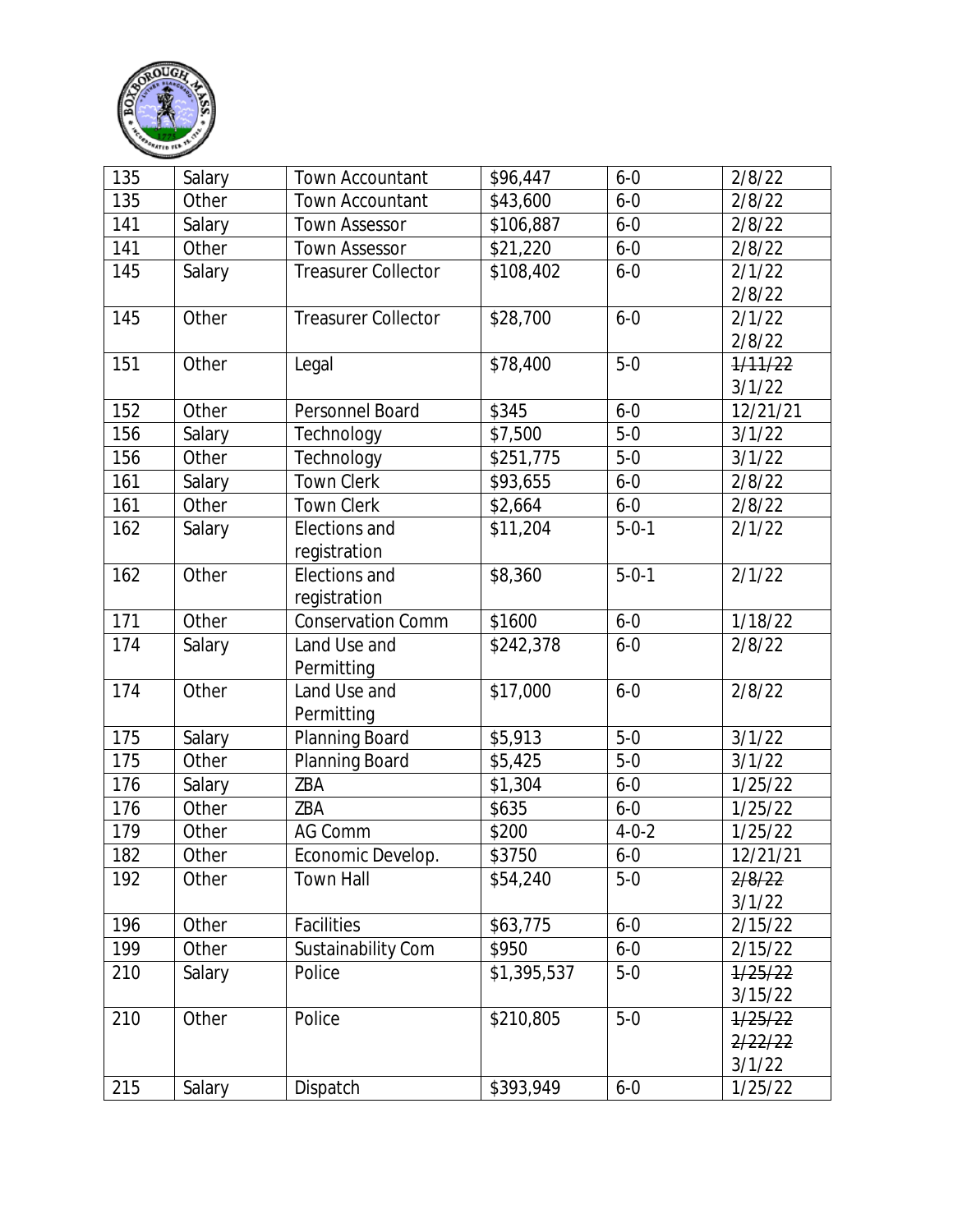| 135 | Salary | Town Accountant | $96,447 | 6-0 | 2/8/22 |
|---|---|---|---|---|---|
| 135 | Other | Town Accountant | $43,600 | 6-0 | 2/8/22 |
| 141 | Salary | Town Assessor | $106,887 | 6-0 | 2/8/22 |
| 141 | Other | Town Assessor | $21,220 | 6-0 | 2/8/22 |
| 145 | Salary | Treasurer Collector | $108,402 | 6-0 | 2/1/22 2/8/22 |
| 145 | Other | Treasurer Collector | $28,700 | 6-0 | 2/1/22 2/8/22 |
| 151 | Other | Legal | $78,400 | 5-0 | ~~1/11/22~~ 3/1/22 |
| 152 | Other | Personnel Board | $345 | 6-0 | 12/21/21 |
| 156 | Salary | Technology | $7,500 | 5-0 | 3/1/22 |
| 156 | Other | Technology | $251,775 | 5-0 | 3/1/22 |
| 161 | Salary | Town Clerk | $93,655 | 6-0 | 2/8/22 |
| 161 | Other | Town Clerk | $2,664 | 6-0 | 2/8/22 |
| 162 | Salary | Elections and registration | $11,204 | 5-0-1 | 2/1/22 |
| 162 | Other | Elections and registration | $8,360 | 5-0-1 | 2/1/22 |
| 171 | Other | Conservation Comm | $1600 | 6-0 | 1/18/22 |
| 174 | Salary | Land Use and Permitting | $242,378 | 6-0 | 2/8/22 |
| 174 | Other | Land Use and Permitting | $17,000 | 6-0 | 2/8/22 |
| 175 | Salary | Planning Board | $5,913 | 5-0 | 3/1/22 |
| 175 | Other | Planning Board | $5,425 | 5-0 | 3/1/22 |
| 176 | Salary | ZBA | $1,304 | 6-0 | 1/25/22 |
| 176 | Other | ZBA | $635 | 6-0 | 1/25/22 |
| 179 | Other | AG Comm | $200 | 4-0-2 | 1/25/22 |
| 182 | Other | Economic Develop. | $3750 | 6-0 | 12/21/21 |
| 192 | Other | Town Hall | $54,240 | 5-0 | ~~2/8/22~~ 3/1/22 |
| 196 | Other | Facilities | $63,775 | 6-0 | 2/15/22 |
| 199 | Other | Sustainability Com | $950 | 6-0 | 2/15/22 |
| 210 | Salary | Police | $1,395,537 | 5-0 | ~~1/25/22~~ 3/15/22 |
| 210 | Other | Police | $210,805 | 5-0 | ~~1/25/22~~ ~~2/22/22~~ 3/1/22 |
| 215 | Salary | Dispatch | $393,949 | 6-0 | 1/25/22 |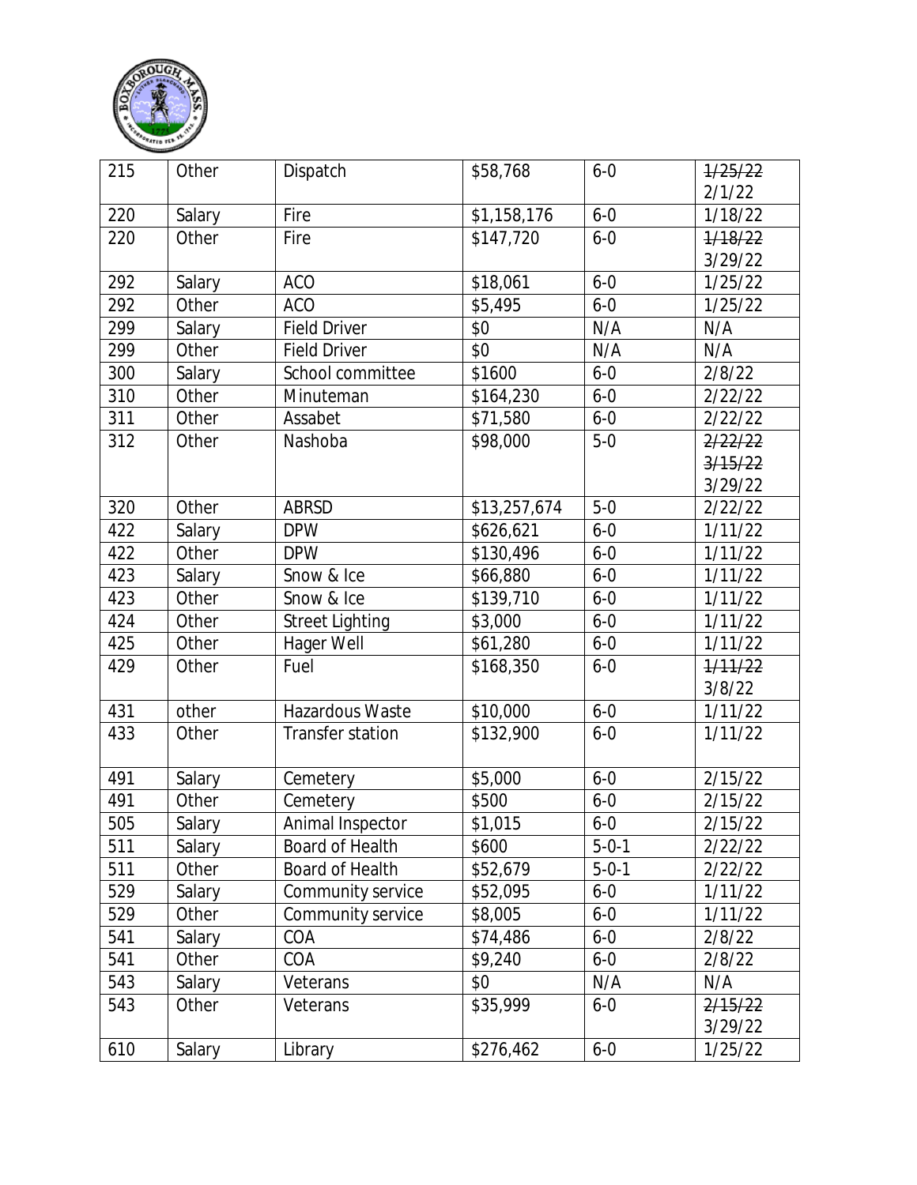| 215 | Other | Dispatch | $58,768 | 6-0 | ~~1/25/22~~ 2/1/22 |
|---|---|---|---|---|---|
| 220 | Salary | Fire | $1,158,176 | 6-0 | 1/18/22 |
| 220 | Other | Fire | $147,720 | 6-0 | ~~1/18/22~~ 3/29/22 |
| 292 | Salary | ACO | $18,061 | 6-0 | 1/25/22 |
| 292 | Other | ACO | $5,495 | 6-0 | 1/25/22 |
| 299 | Salary | Field Driver | $0 | N/A | N/A |
| 299 | Other | Field Driver | $0 | N/A | N/A |
| 300 | Salary | School committee | $1600 | 6-0 | 2/8/22 |
| 310 | Other | Minuteman | $164,230 | 6-0 | 2/22/22 |
| 311 | Other | Assabet | $71,580 | 6-0 | 2/22/22 |
| 312 | Other | Nashoba | $98,000 | 5-0 | ~~2/22/22~~ ~~3/15/22~~ 3/29/22 |
| 320 | Other | ABRSD | $13,257,674 | 5-0 | 2/22/22 |
| 422 | Salary | DPW | $626,621 | 6-0 | 1/11/22 |
| 422 | Other | DPW | $130,496 | 6-0 | 1/11/22 |
| 423 | Salary | Snow & Ice | $66,880 | 6-0 | 1/11/22 |
| 423 | Other | Snow & Ice | $139,710 | 6-0 | 1/11/22 |
| 424 | Other | Street Lighting | $3,000 | 6-0 | 1/11/22 |
| 425 | Other | Hager Well | $61,280 | 6-0 | 1/11/22 |
| 429 | Other | Fuel | $168,350 | 6-0 | ~~1/11/22~~ 3/8/22 |
| 431 | other | Hazardous Waste | $10,000 | 6-0 | 1/11/22 |
| 433 | Other | Transfer station | $132,900 | 6-0 | 1/11/22 |
| 491 | Salary | Cemetery | $5,000 | 6-0 | 2/15/22 |
| 491 | Other | Cemetery | $500 | 6-0 | 2/15/22 |
| 505 | Salary | Animal Inspector | $1,015 | 6-0 | 2/15/22 |
| 511 | Salary | Board of Health | $600 | 5-0-1 | 2/22/22 |
| 511 | Other | Board of Health | $52,679 | 5-0-1 | 2/22/22 |
| 529 | Salary | Community service | $52,095 | 6-0 | 1/11/22 |
| 529 | Other | Community service | $8,005 | 6-0 | 1/11/22 |
| 541 | Salary | COA | $74,486 | 6-0 | 2/8/22 |
| 541 | Other | COA | $9,240 | 6-0 | 2/8/22 |
| 543 | Salary | Veterans | $0 | N/A | N/A |
| 543 | Other | Veterans | $35,999 | 6-0 | ~~2/15/22~~ 3/29/22 |
| 610 | Salary | Library | $276,462 | 6-0 | 1/25/22 |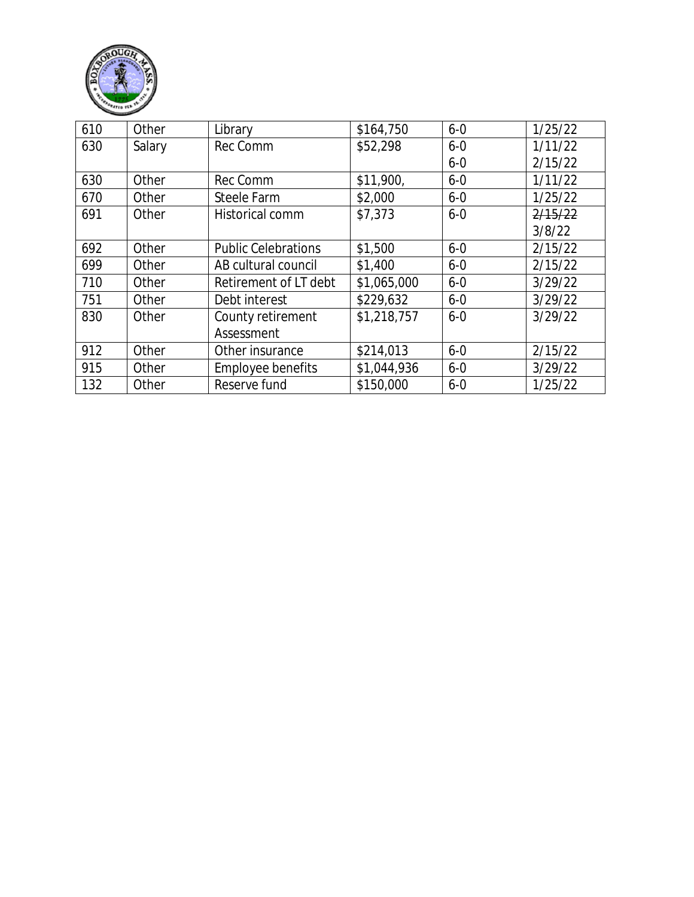| | | | | | |
|---|---|---|---|---|---|
| 610 | Other | Library | $164,750 | 6-0 | 1/25/22 |
| 630 | Salary | Rec Comm | $52,298 | 6-0<br>6-0 | 1/11/22<br>2/15/22 |
| 630 | Other | Rec Comm | $11,900, | 6-0 | 1/11/22 |
| 670 | Other | Steele Farm | $2,000 | 6-0 | 1/25/22 |
| 691 | Other | Historical comm | $7,373 | 6-0 | ~~2/15/22~~<br>3/8/22 |
| 692 | Other | Public Celebrations | $1,500 | 6-0 | 2/15/22 |
| 699 | Other | AB cultural council | $1,400 | 6-0 | 2/15/22 |
| 710 | Other | Retirement of LT debt | $1,065,000 | 6-0 | 3/29/22 |
| 751 | Other | Debt interest | $229,632 | 6-0 | 3/29/22 |
| 830 | Other | County retirement Assessment | $1,218,757 | 6-0 | 3/29/22 |
| 912 | Other | Other insurance | $214,013 | 6-0 | 2/15/22 |
| 915 | Other | Employee benefits | $1,044,936 | 6-0 | 3/29/22 |
| 132 | Other | Reserve fund | $150,000 | 6-0 | 1/25/22 |